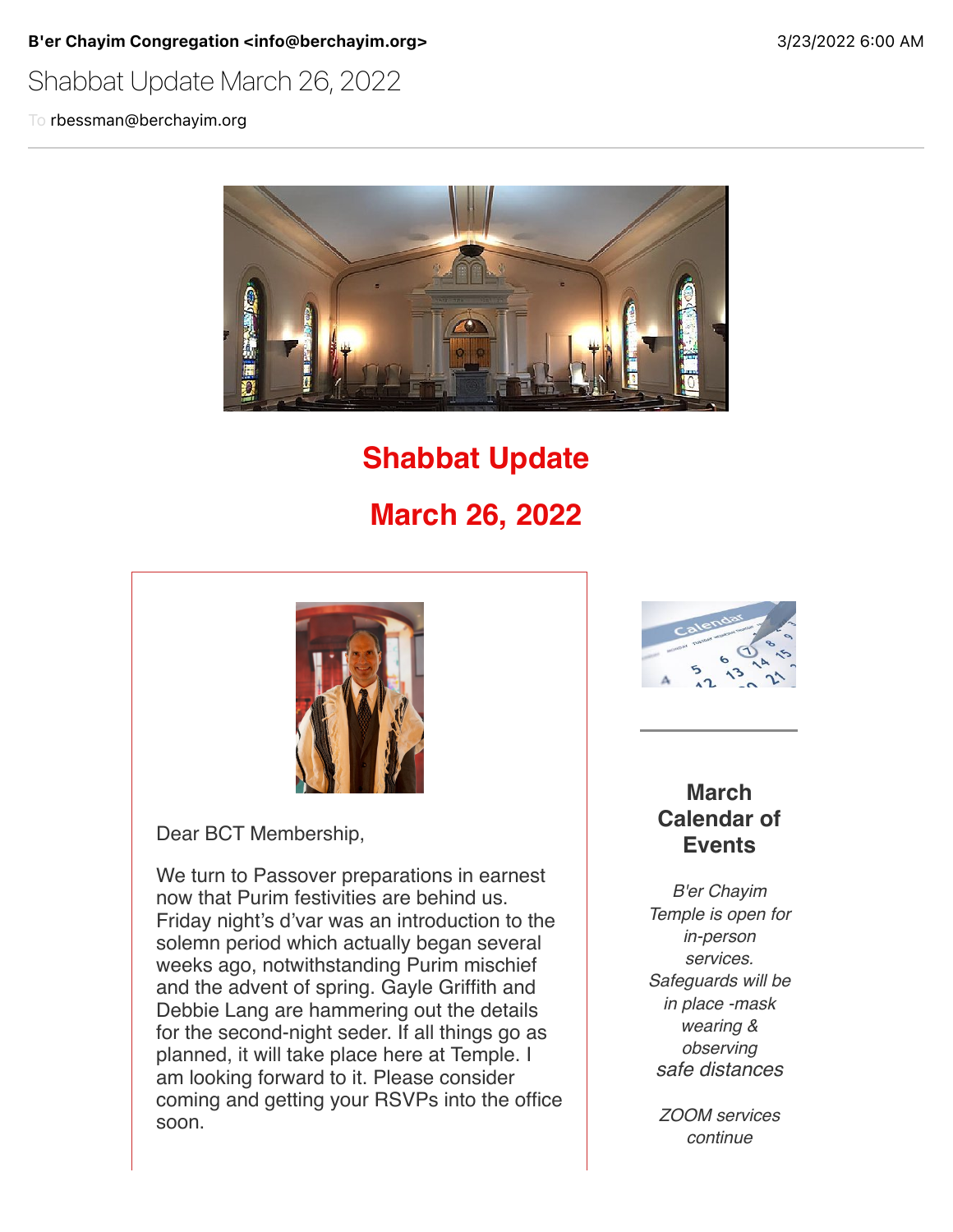**B'er Chayim Congregation <info@berchayim.org>** 3/23/2022 6:00 AM

Shabbat Update March 26, 2022

To rbessman@berchayim.org

# Shabbat Update

# March 26, 2022

Dear BCT Membership,

We turn to Passover preparations in earnest now that Purim festivities are behind us. Friday night's d'var was an introduction to the solemn period which actually began several weeks ago, notwithstanding Purim mischief and the advent of spring. Gayle Griffith and Debbie Lang are hammering out the details for the second-night seder. If all things go as planned, it will take place here at Temple. I am looking forward to it. Please consider coming and getting your RSVPs into the office soon.

## March Calendar of Events

*B'er Chayim Temple is open for in-person services. Safeguards will be in place -mask wearing & observing safe distances*

*ZOOM services continue*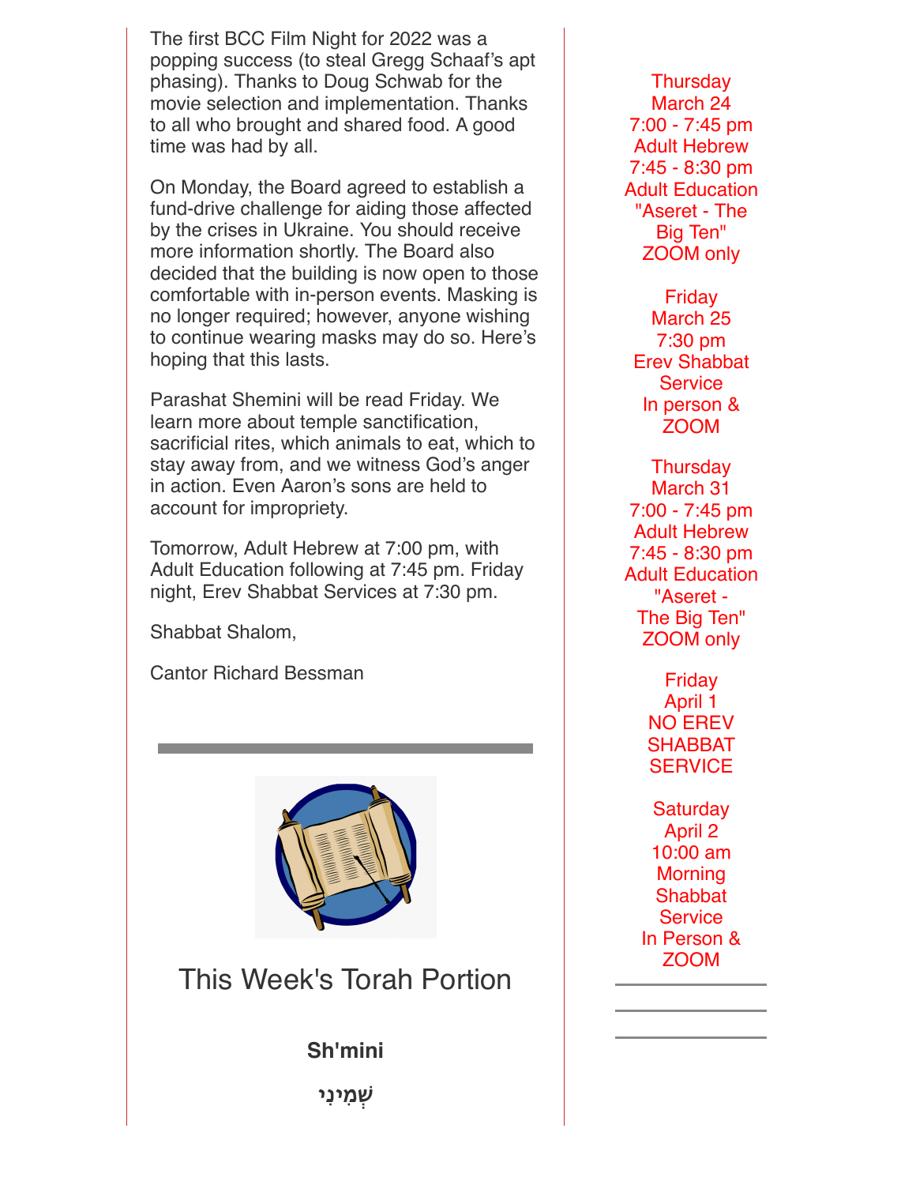The first BCC Film Night for 2022 was a popping success (to steal Gregg Schaaf's apt phasing). Thanks to Doug Schwab for the movie selection and implementation. Thanks to all who brought and shared food. A good time was had by all.

On Monday, the Board agreed to establish a fund-drive challenge for aiding those affected by the crises in Ukraine. You should receive more information shortly. The Board also decided that the building is now open to those comfortable with in-person events. Masking is no longer required; however, anyone wishing to continue wearing masks may do so. Here's hoping that this lasts.

Parashat Shemini will be read Friday. We learn more about temple sanctification, sacrificial rites, which animals to eat, which to stay away from, and we witness God's anger in action. Even Aaron's sons are held to account for impropriety.

Tomorrow, Adult Hebrew at 7:00 pm, with Adult Education following at 7:45 pm. Friday night, Erev Shabbat Services at 7:30 pm.

Shabbat Shalom,

Cantor Richard Bessman

---

## This Week's Torah Portion

**Sh'mini**

**שְּׁמִינִי**

---

Thursday
March 24
7:00 - 7:45 pm
Adult Hebrew
7:45 - 8:30 pm
Adult Education
"Aseret - The Big Ten"
ZOOM only

Friday
March 25
7:30 pm
Erev Shabbat Service
In person & ZOOM

Thursday
March 31
7:00 - 7:45 pm
Adult Hebrew
7:45 - 8:30 pm
Adult Education
"Aseret - The Big Ten"
ZOOM only

Friday
April 1
NO EREV SHABBAT SERVICE

Saturday
April 2
10:00 am
Morning Shabbat Service
In Person & ZOOM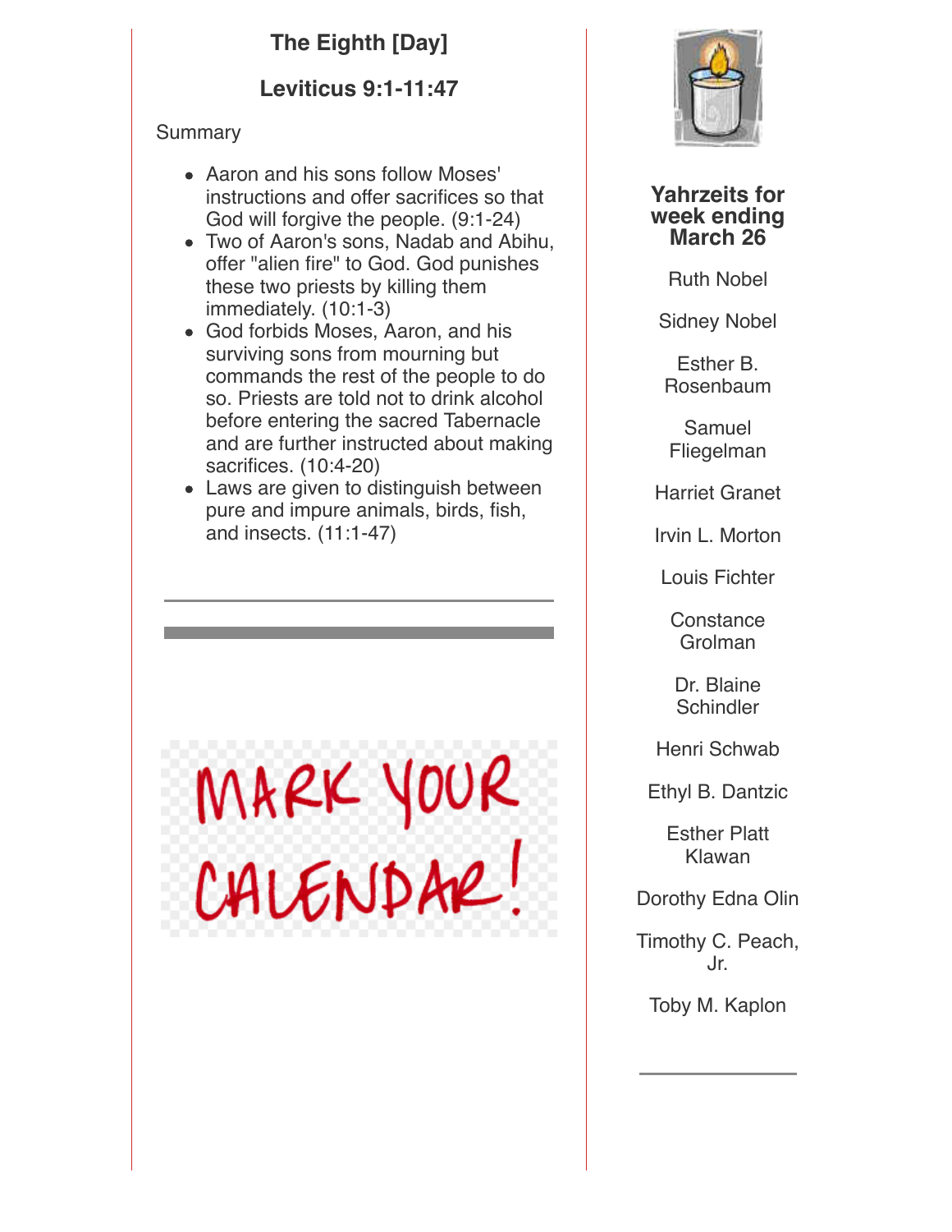## The Eighth [Day]

## Leviticus 9:1-11:47

Summary

- Aaron and his sons follow Moses' instructions and offer sacrifices so that God will forgive the people. (9:1-24)
- Two of Aaron's sons, Nadab and Abihu, offer "alien fire" to God. God punishes these two priests by killing them immediately. (10:1-3)
- God forbids Moses, Aaron, and his surviving sons from mourning but commands the rest of the people to do so. Priests are told not to drink alcohol before entering the sacred Tabernacle and are further instructed about making sacrifices. (10:4-20)
- Laws are given to distinguish between pure and impure animals, birds, fish, and insects. (11:1-47)

---

MARK YOUR CALENDAR!

### Yahrzeits for week ending March 26

Ruth Nobel

Sidney Nobel

Esther B. Rosenbaum

Samuel Fliegelman

Harriet Granet

Irvin L. Morton

Louis Fichter

Constance Grolman

Dr. Blaine Schindler

Henri Schwab

Ethyl B. Dantzic

Esther Platt Klawan

Dorothy Edna Olin

Timothy C. Peach, Jr.

Toby M. Kaplon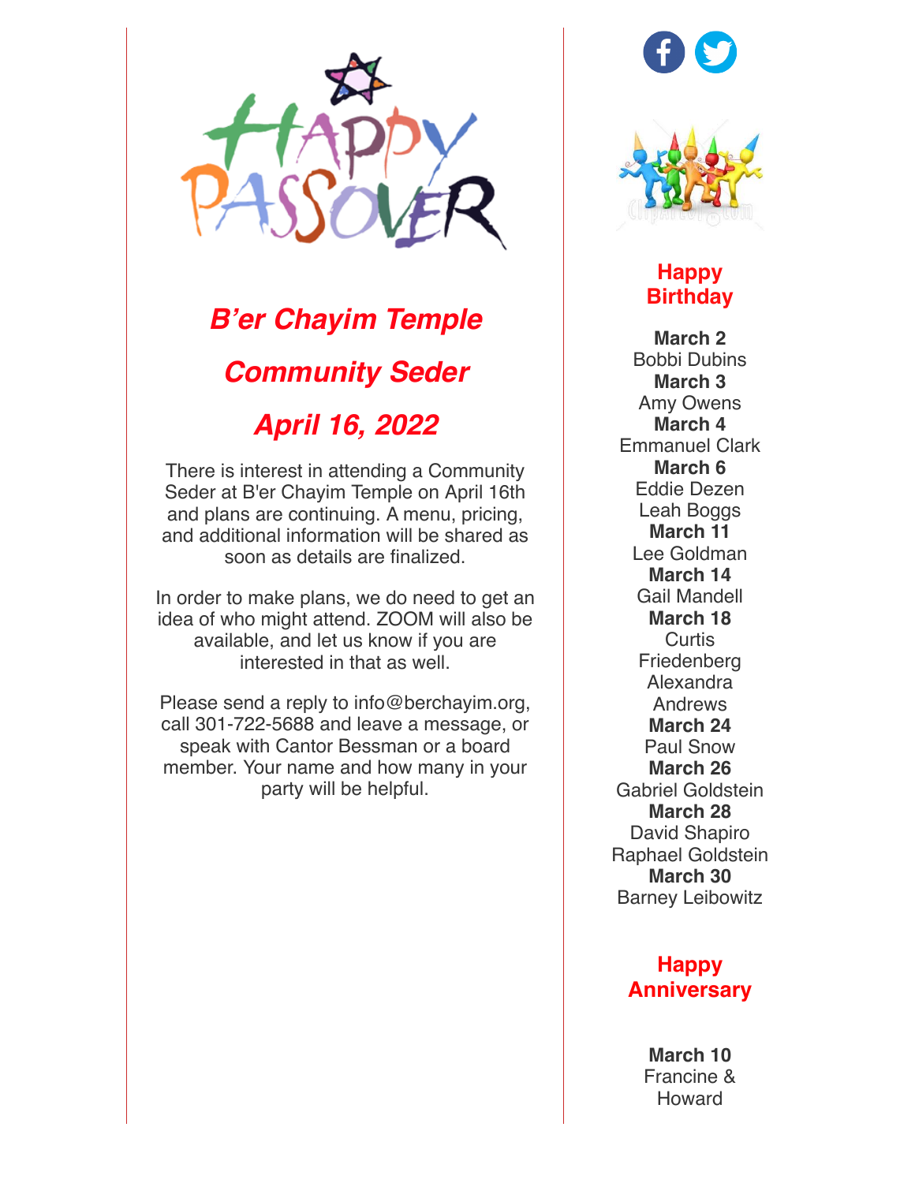HAPPY PASSOVER

## *B'er Chayim Temple*

## *Community Seder*

## *April 16, 2022*

There is interest in attending a Community Seder at B'er Chayim Temple on April 16th and plans are continuing. A menu, pricing, and additional information will be shared as soon as details are finalized.

In order to make plans, we do need to get an idea of who might attend. ZOOM will also be available, and let us know if you are interested in that as well.

Please send a reply to info@berchayim.org, call 301-722-5688 and leave a message, or speak with Cantor Bessman or a board member. Your name and how many in your party will be helpful.

## Happy Birthday

**March 2**
Bobbi Dubins

**March 3**
Amy Owens

**March 4**
Emmanuel Clark

**March 6**
Eddie Dezen
Leah Boggs

**March 11**
Lee Goldman

**March 14**
Gail Mandell

**March 18**
Curtis Friedenberg
Alexandra Andrews

**March 24**
Paul Snow

**March 26**
Gabriel Goldstein

**March 28**
David Shapiro
Raphael Goldstein

**March 30**
Barney Leibowitz

## Happy Anniversary

**March 10**
Francine & Howard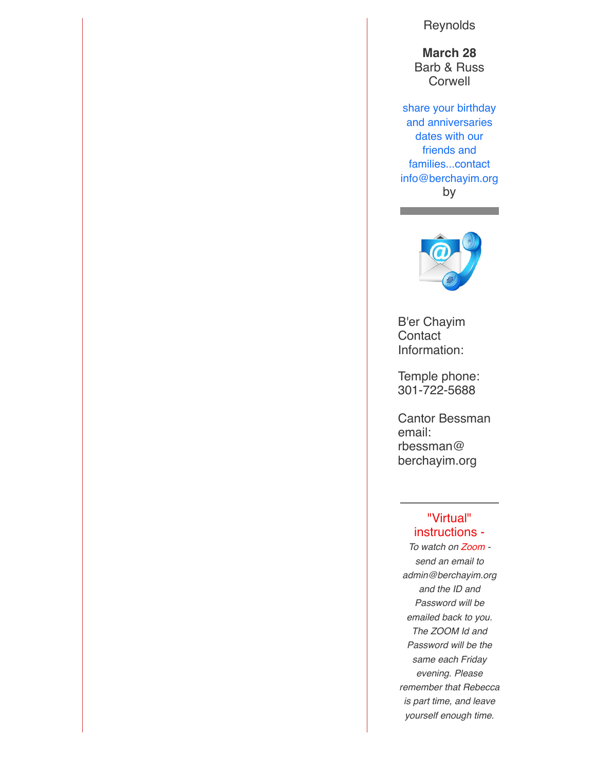Reynolds

**March 28**
Barb & Russ Corwell

share your birthday and anniversaries dates with our friends and families...contact info@berchayim.org by

B'er Chayim Contact Information:

Temple phone: 301-722-5688

Cantor Bessman email: rbessman@berchayim.org

"Virtual" instructions -

*To watch on Zoom - send an email to admin@berchayim.org and the ID and Password will be emailed back to you. The ZOOM Id and Password will be the same each Friday evening. Please remember that Rebecca is part time, and leave yourself enough time.*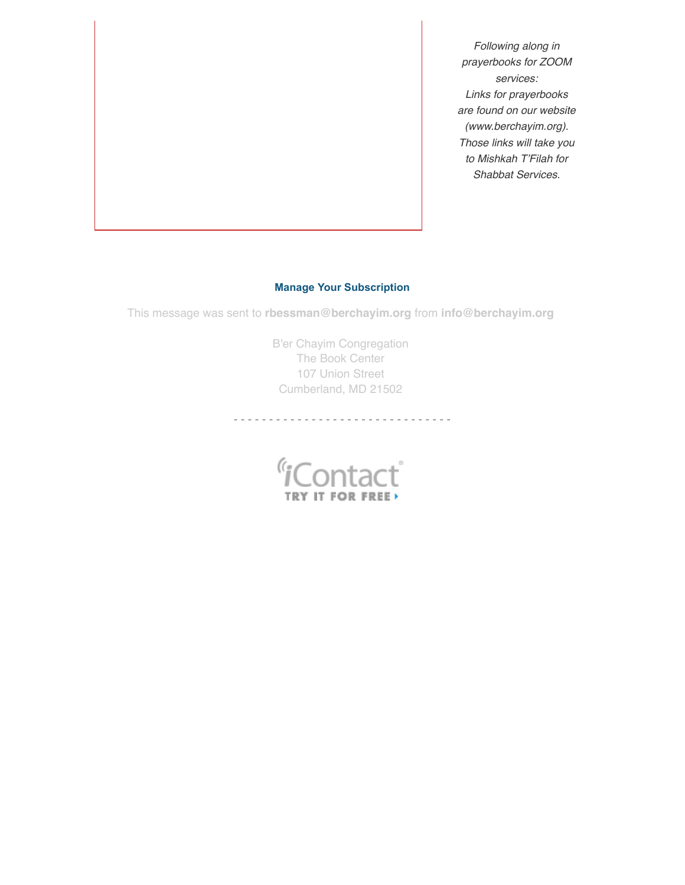*Following along in prayerbooks for ZOOM services:*
*Links for prayerbooks are found on our website (www.berchayim.org). Those links will take you to Mishkah T'Filah for Shabbat Services.*

**Manage Your Subscription**

This message was sent to **rbessman@berchayim.org** from **info@berchayim.org**

B'er Chayim Congregation
The Book Center
107 Union Street
Cumberland, MD 21502

iContact
TRY IT FOR FREE